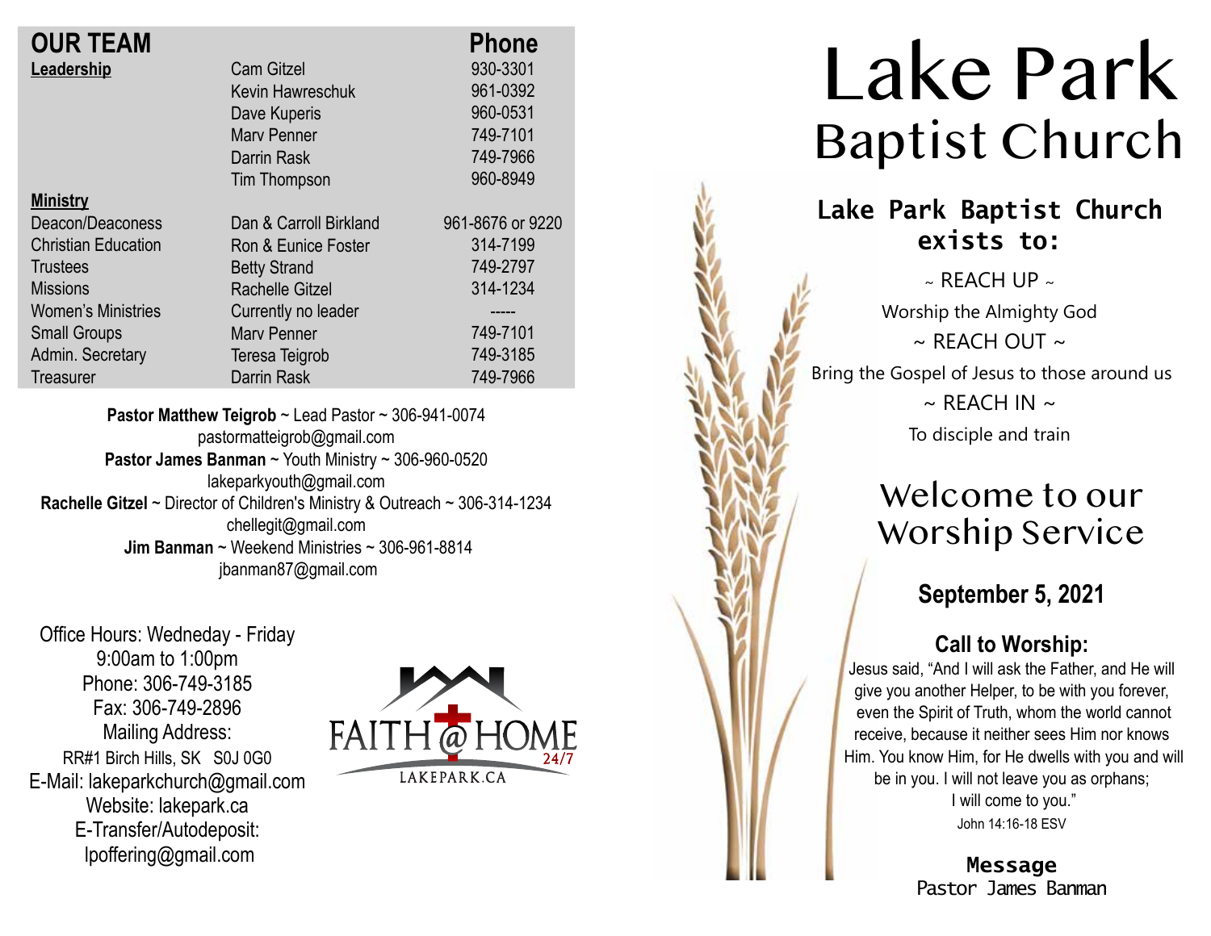## OUR TEAM

| | | Phone |
|---|---|---|
| **Leadership** | Cam Gitzel | 930-3301 |
| | Kevin Hawreschuk | 961-0392 |
| | Dave Kuperis | 960-0531 |
| | Marv Penner | 749-7101 |
| | Darrin Rask | 749-7966 |
| | Tim Thompson | 960-8949 |
| **Ministry** | | |
| Deacon/Deaconess | Dan & Carroll Birkland | 961-8676 or 9220 |
| Christian Education | Ron & Eunice Foster | 314-7199 |
| Trustees | Betty Strand | 749-2797 |
| Missions | Rachelle Gitzel | 314-1234 |
| Women's Ministries | Currently no leader | ----- |
| Small Groups | Marv Penner | 749-7101 |
| Admin. Secretary | Teresa Teigrob | 749-3185 |
| Treasurer | Darrin Rask | 749-7966 |

**Pastor Matthew Teigrob** ~ Lead Pastor ~ 306-941-0074
pastormatteigrob@gmail.com
**Pastor James Banman** ~ Youth Ministry ~ 306-960-0520
lakeparkyouth@gmail.com
**Rachelle Gitzel** ~ Director of Children's Ministry & Outreach ~ 306-314-1234
chellegit@gmail.com
**Jim Banman** ~ Weekend Ministries ~ 306-961-8814
jbanman87@gmail.com

Office Hours: Wedneday - Friday
9:00am to 1:00pm
Phone: 306-749-3185
Fax: 306-749-2896
Mailing Address:
RR#1 Birch Hills, SK S0J 0G0
E-Mail: lakeparkchurch@gmail.com
Website: lakepark.ca
E-Transfer/Autodeposit:
lpoffering@gmail.com

FAITH@HOME 24/7
LAKEPARK.CA

# Lake Park Baptist Church

**Lake Park Baptist Church exists to:**

~ REACH UP ~
Worship the Almighty God
~ REACH OUT ~
Bring the Gospel of Jesus to those around us
~ REACH IN ~
To disciple and train

## Welcome to our Worship Service

**September 5, 2021**

**Call to Worship:**
Jesus said, "And I will ask the Father, and He will give you another Helper, to be with you forever, even the Spirit of Truth, whom the world cannot receive, because it neither sees Him nor knows Him. You know Him, for He dwells with you and will be in you. I will not leave you as orphans; I will come to you."
John 14:16-18 ESV

**Message**
Pastor James Banman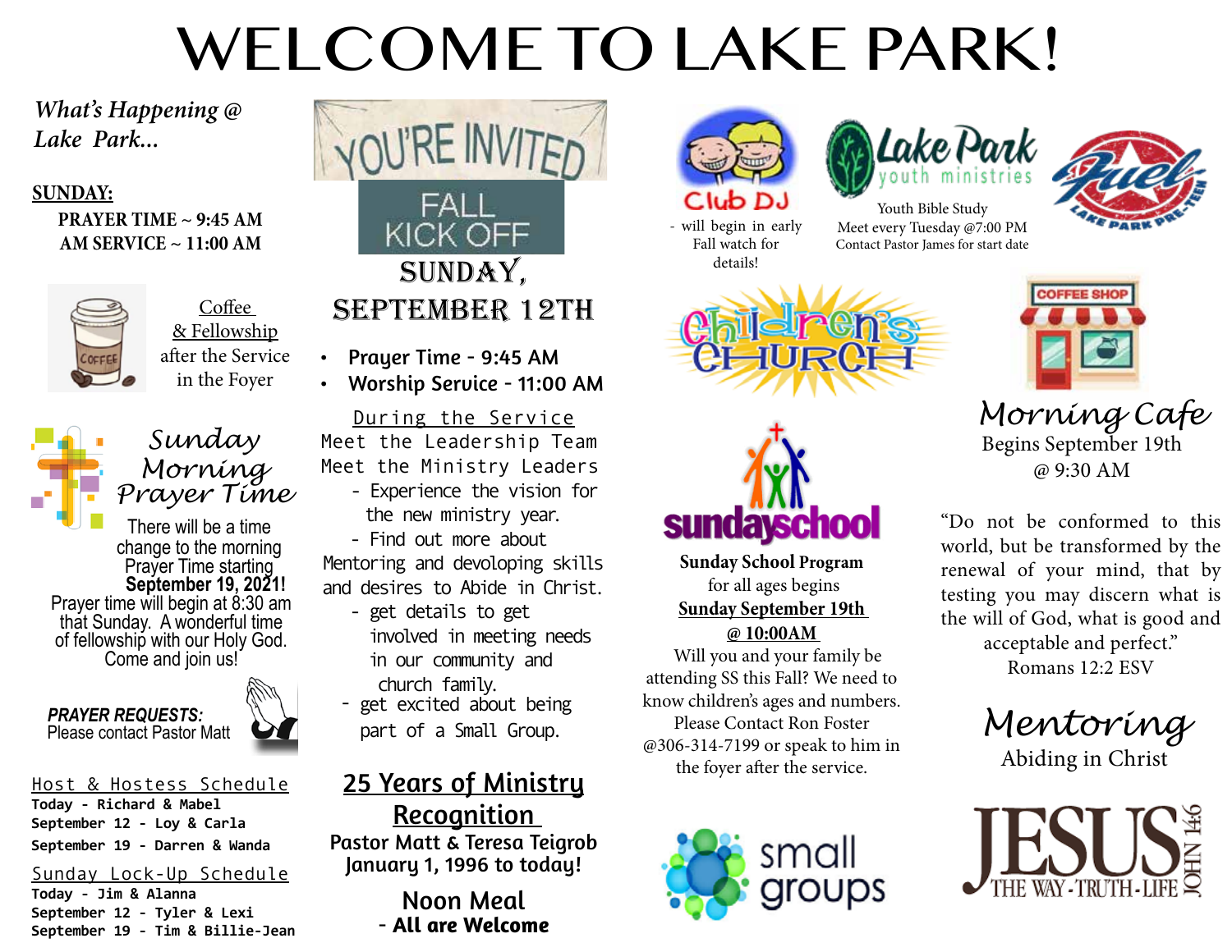# WELCOME TO LAKE PARK!

*What's Happening @ Lake Park...*

**SUNDAY:**

**PRAYER TIME ~ 9:45 AM**
**AM SERVICE ~ 11:00 AM**

Coffee & Fellowship after the Service in the Foyer

## Sunday Morning Prayer Time

There will be a time change to the morning Prayer Time starting **September 19, 2021!** Prayer time will begin at 8:30 am that Sunday. A wonderful time of fellowship with our Holy God. Come and join us!

***PRAYER REQUESTS:*** Please contact Pastor Matt

**Host & Hostess Schedule**

**Today - Richard & Mabel**
**September 12 - Loy & Carla**
**September 19 - Darren & Wanda**

**Sunday Lock-Up Schedule**

**Today - Jim & Alanna**
**September 12 - Tyler & Lexi**
**September 19 - Tim & Billie-Jean**

## YOU'RE INVITED

## FALL KICK OFF

## SUNDAY, SEPTEMBER 12TH

- **Prayer Time - 9:45 AM**
- **Worship Service - 11:00 AM**

During the Service

Meet the Leadership Team
Meet the Ministry Leaders
- Experience the vision for the new ministry year.
- Find out more about Mentoring and devoloping skills and desires to Abide in Christ.
- get details to get involved in meeting needs in our community and church family.
- get excited about being part of a Small Group.

## 25 Years of Ministry Recognition

**Pastor Matt & Teresa Teigrob**
**January 1, 1996 to today!**

**Noon Meal**
**- All are Welcome**

Club DJ

- will begin in early Fall watch for details!

Lake Park youth ministries

Youth Bible Study
Meet every Tuesday @7:00 PM
Contact Pastor James for start date

Fuel LAKE PARK PRE-TEEN

Children's CHURCH

sundayschool

**Sunday School Program**
for all ages begins
**Sunday September 19th**
**@ 10:00AM**

Will you and your family be attending SS this Fall? We need to know children's ages and numbers. Please Contact Ron Foster @306-314-7199 or speak to him in the foyer after the service.

small groups

COFFEE SHOP

## Morning Cafe

Begins September 19th
@ 9:30 AM

"Do not be conformed to this world, but be transformed by the renewal of your mind, that by testing you may discern what is the will of God, what is good and acceptable and perfect."
Romans 12:2 ESV

## Mentoring

Abiding in Christ

JESUS THE WAY - TRUTH - LIFE JOHN 14:6